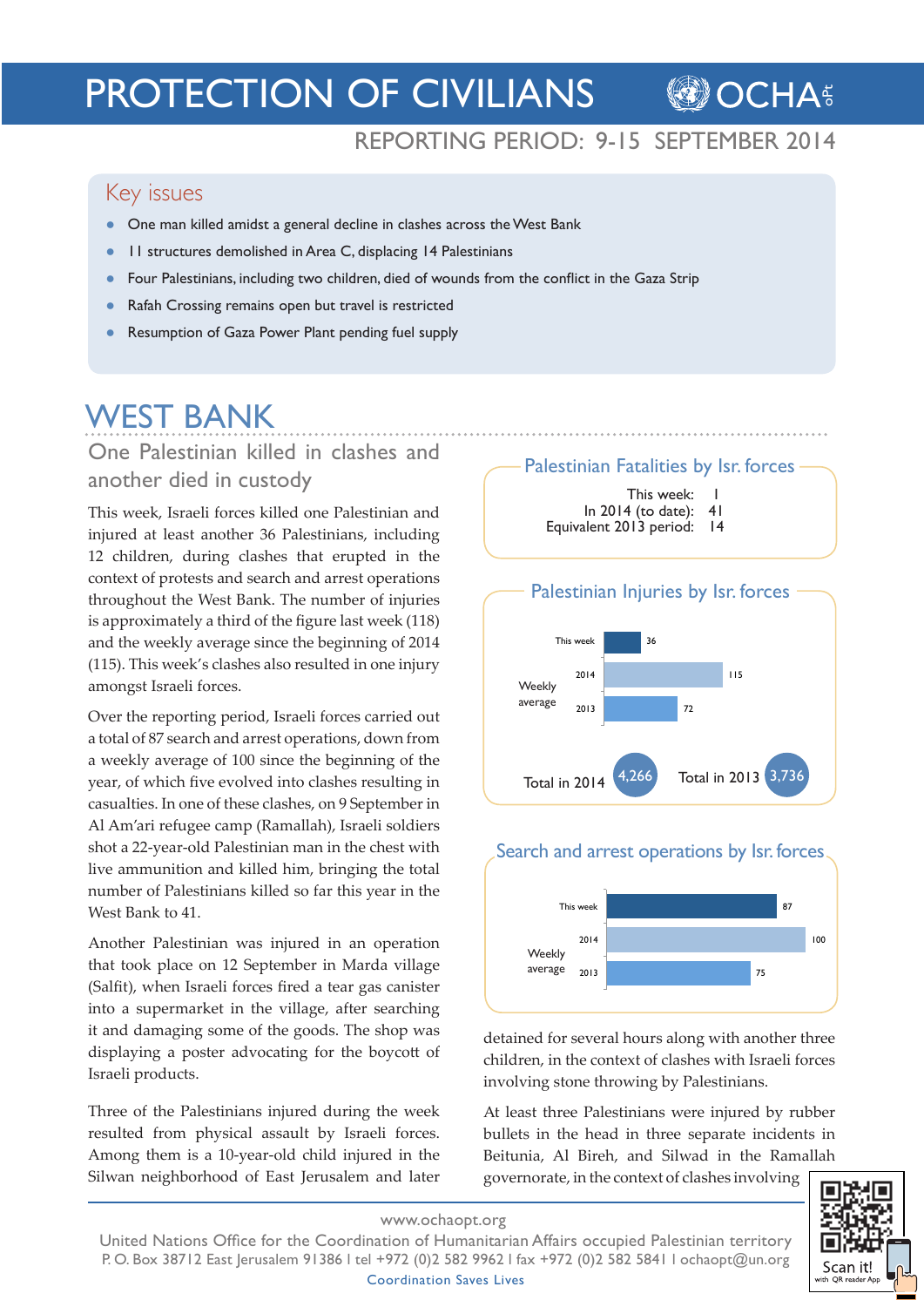# PROTECTION OF CIVILIANS

REPORTING PERIOD: 9-15 SEPTEMBER 2014

## Key issues

- One man killed amidst a general decline in clashes across the West Bank
- 11 structures demolished in Area C, displacing 14 Palestinians
- Four Palestinians, including two children, died of wounds from the conflict in the Gaza Strip
- Rafah Crossing remains open but travel is restricted
- Resumption of Gaza Power Plant pending fuel supply

# WEST BANK

## One Palestinian killed in clashes and another died in custody

This week, Israeli forces killed one Palestinian and injured at least another 36 Palestinians, including 12 children, during clashes that erupted in the context of protests and search and arrest operations throughout the West Bank. The number of injuries is approximately a third of the figure last week (118) and the weekly average since the beginning of 2014 (115). This week's clashes also resulted in one injury amongst Israeli forces.

Over the reporting period, Israeli forces carried out a total of 87 search and arrest operations, down from a weekly average of 100 since the beginning of the year, of which five evolved into clashes resulting in casualties. In one of these clashes, on 9 September in Al Am'ari refugee camp (Ramallah), Israeli soldiers shot a 22-year-old Palestinian man in the chest with live ammunition and killed him, bringing the total number of Palestinians killed so far this year in the West Bank to 41.

Another Palestinian was injured in an operation that took place on 12 September in Marda village (Salfit), when Israeli forces fired a tear gas canister into a supermarket in the village, after searching it and damaging some of the goods. The shop was displaying a poster advocating for the boycott of Israeli products.

Three of the Palestinians injured during the week resulted from physical assault by Israeli forces. Among them is a 10-year-old child injured in the Silwan neighborhood of East Jerusalem and later detained for several hours along with another three children, in the context of clashes with Israeli forces involving stone throwing by Palestinians.

At least three Palestinians were injured by rubber bullets in the head in three separate incidents in Beitunia, Al Bireh, and Silwad in the Ramallah governorate, in the context of clashes involving

### Palestinian Fatalities by Isr. forces

| | |
|---|---|
| This week: | 1 |
| In 2014 (to date): | 41 |
| Equivalent 2013 period: | 14 |

### Palestinian Injuries by Isr. forces

| | |
|---|---|
| This week | 36 |
| Weekly average 2014 | 115 |
| Weekly average 2013 | 72 |
| Total in 2014 | 4,266 |
| Total in 2013 | 3,736 |

### Search and arrest operations by Isr. forces

| | |
|---|---|
| This week | 87 |
| Weekly average 2014 | 100 |
| Weekly average 2013 | 75 |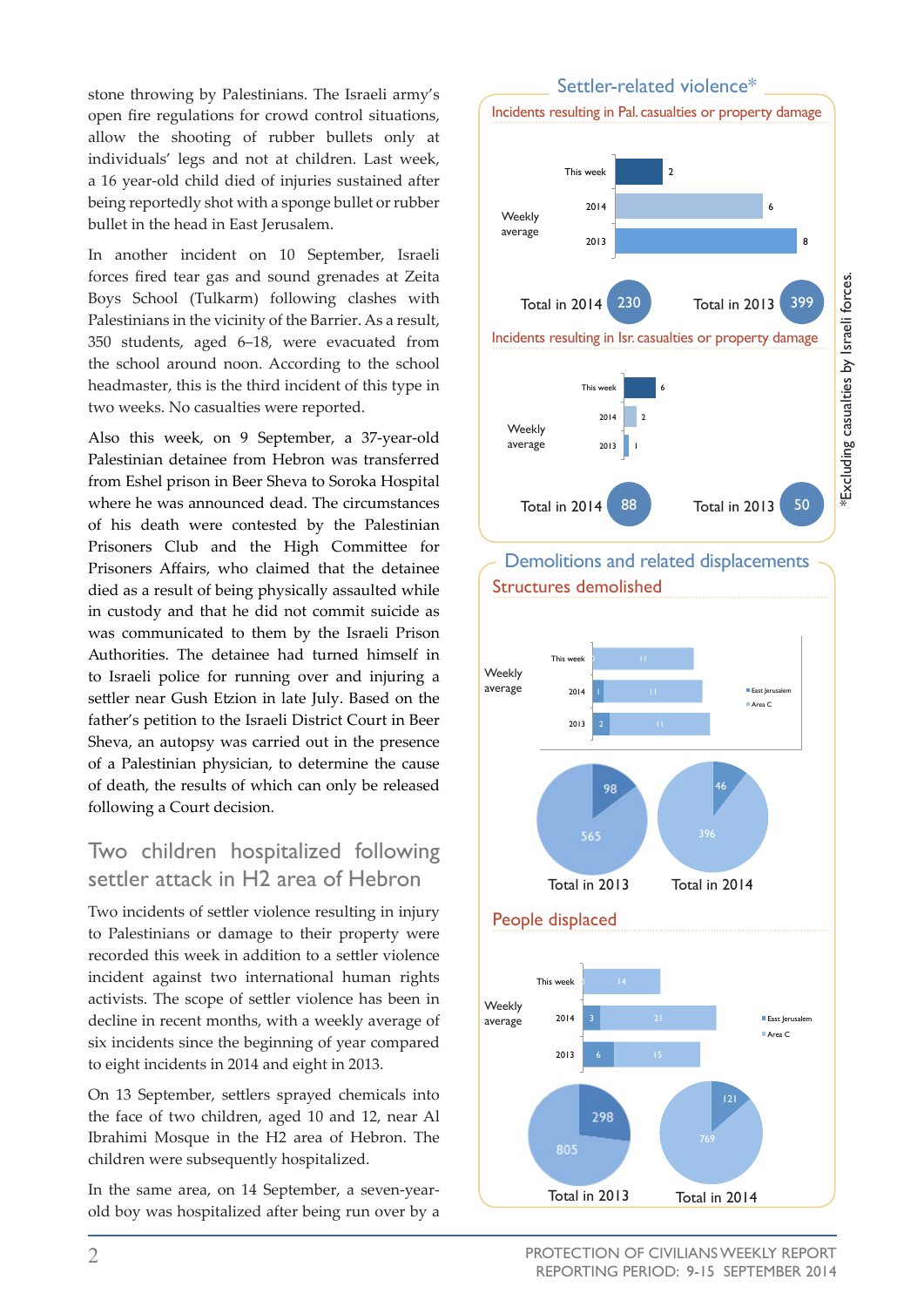stone throwing by Palestinians. The Israeli army's open fire regulations for crowd control situations, allow the shooting of rubber bullets only at individuals' legs and not at children. Last week, a 16 year-old child died of injuries sustained after being reportedly shot with a sponge bullet or rubber bullet in the head in East Jerusalem.

In another incident on 10 September, Israeli forces fired tear gas and sound grenades at Zeita Boys School (Tulkarm) following clashes with Palestinians in the vicinity of the Barrier. As a result, 350 students, aged 6–18, were evacuated from the school around noon. According to the school headmaster, this is the third incident of this type in two weeks. No casualties were reported.

Also this week, on 9 September, a 37-year-old Palestinian detainee from Hebron was transferred from Eshel prison in Beer Sheva to Soroka Hospital where he was announced dead. The circumstances of his death were contested by the Palestinian Prisoners Club and the High Committee for Prisoners Affairs, who claimed that the detainee died as a result of being physically assaulted while in custody and that he did not commit suicide as was communicated to them by the Israeli Prison Authorities. The detainee had turned himself in to Israeli police for running over and injuring a settler near Gush Etzion in late July. Based on the father's petition to the Israeli District Court in Beer Sheva, an autopsy was carried out in the presence of a Palestinian physician, to determine the cause of death, the results of which can only be released following a Court decision.

## Two children hospitalized following settler attack in H2 area of Hebron

Two incidents of settler violence resulting in injury to Palestinians or damage to their property were recorded this week in addition to a settler violence incident against two international human rights activists. The scope of settler violence has been in decline in recent months, with a weekly average of six incidents since the beginning of year compared to eight incidents in 2014 and eight in 2013.

On 13 September, settlers sprayed chemicals into the face of two children, aged 10 and 12, near Al Ibrahimi Mosque in the H2 area of Hebron. The children were subsequently hospitalized.

In the same area, on 14 September, a seven-year-old boy was hospitalized after being run over by a

## Settler-related violence*

**Incidents resulting in Pal. casualties or property damage**

| Weekly average | |
|---|---|
| This week | 2 |
| 2014 | 6 |
| 2013 | 8 |

Total in 2014: 230 — Total in 2013: 399

**Incidents resulting in Isr. casualties or property damage**

| Weekly average | |
|---|---|
| This week | 6 |
| 2014 | 2 |
| 2013 | 1 |

Total in 2014: 88 — Total in 2013: 50

*Excluding casualties by Israeli forces.

## Demolitions and related displacements

**Structures demolished**

| Weekly average | East Jerusalem | Area C |
|---|---|---|
| This week | | 11 |
| 2014 | 1 | 11 |
| 2013 | 2 | 11 |

Total in 2013: 98 (East Jerusalem), 565 (Area C)
Total in 2014: 46 (East Jerusalem), 396 (Area C)

**People displaced**

| Weekly average | East Jerusalem | Area C |
|---|---|---|
| This week | | 14 |
| 2014 | 3 | 21 |
| 2013 | 6 | 15 |

Total in 2013: 298 (East Jerusalem), 805 (Area C)
Total in 2014: 121 (East Jerusalem), 769 (Area C)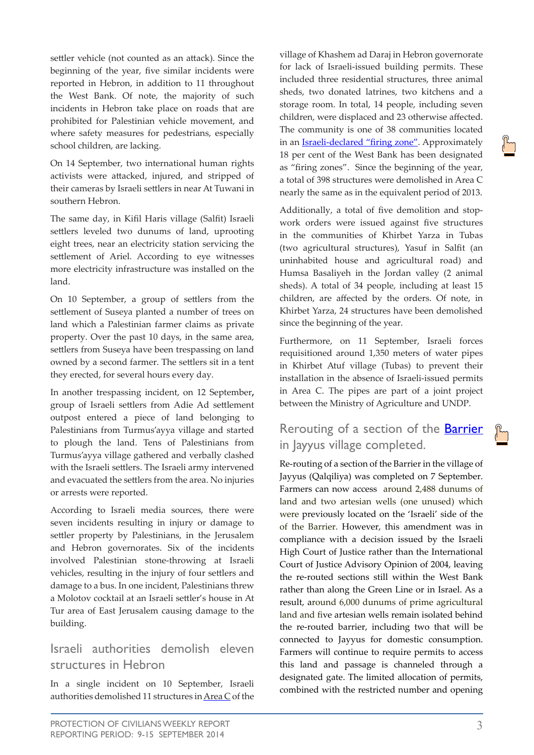settler vehicle (not counted as an attack). Since the beginning of the year, five similar incidents were reported in Hebron, in addition to 11 throughout the West Bank. Of note, the majority of such incidents in Hebron take place on roads that are prohibited for Palestinian vehicle movement, and where safety measures for pedestrians, especially school children, are lacking.

On 14 September, two international human rights activists were attacked, injured, and stripped of their cameras by Israeli settlers in near At Tuwani in southern Hebron.

The same day, in Kifil Haris village (Salfit) Israeli settlers leveled two dunums of land, uprooting eight trees, near an electricity station servicing the settlement of Ariel. According to eye witnesses more electricity infrastructure was installed on the land.

On 10 September, a group of settlers from the settlement of Suseya planted a number of trees on land which a Palestinian farmer claims as private property. Over the past 10 days, in the same area, settlers from Suseya have been trespassing on land owned by a second farmer. The settlers sit in a tent they erected, for several hours every day.

In another trespassing incident, on 12 September**,** group of Israeli settlers from Adie Ad settlement outpost entered a piece of land belonging to Palestinians from Turmus'ayya village and started to plough the land. Tens of Palestinians from Turmus'ayya village gathered and verbally clashed with the Israeli settlers. The Israeli army intervened and evacuated the settlers from the area. No injuries or arrests were reported.

According to Israeli media sources, there were seven incidents resulting in injury or damage to settler property by Palestinians, in the Jerusalem and Hebron governorates. Six of the incidents involved Palestinian stone-throwing at Israeli vehicles, resulting in the injury of four settlers and damage to a bus. In one incident, Palestinians threw a Molotov cocktail at an Israeli settler's house in At Tur area of East Jerusalem causing damage to the building.

## Israeli authorities demolish eleven structures in Hebron

In a single incident on 10 September, Israeli authorities demolished 11 structures in Area C of the village of Khashem ad Daraj in Hebron governorate for lack of Israeli-issued building permits. These included three residential structures, three animal sheds, two donated latrines, two kitchens and a storage room. In total, 14 people, including seven children, were displaced and 23 otherwise affected. The community is one of 38 communities located in an Israeli-declared "firing zone". Approximately 18 per cent of the West Bank has been designated as "firing zones". Since the beginning of the year, a total of 398 structures were demolished in Area C nearly the same as in the equivalent period of 2013.

Additionally, a total of five demolition and stop-work orders were issued against five structures in the communities of Khirbet Yarza in Tubas (two agricultural structures), Yasuf in Salfit (an uninhabited house and agricultural road) and Humsa Basaliyeh in the Jordan valley (2 animal sheds). A total of 34 people, including at least 15 children, are affected by the orders. Of note, in Khirbet Yarza, 24 structures have been demolished since the beginning of the year.

Furthermore, on 11 September, Israeli forces requisitioned around 1,350 meters of water pipes in Khirbet Atuf village (Tubas) to prevent their installation in the absence of Israeli-issued permits in Area C. The pipes are part of a joint project between the Ministry of Agriculture and UNDP.

## Rerouting of a section of the Barrier in Jayyus village completed.

Re-routing of a section of the Barrier in the village of Jayyus (Qalqiliya) was completed on 7 September. Farmers can now access around 2,488 dunums of land and two artesian wells (one unused) which were previously located on the 'Israeli' side of the of the Barrier. However, this amendment was in compliance with a decision issued by the Israeli High Court of Justice rather than the International Court of Justice Advisory Opinion of 2004, leaving the re-routed sections still within the West Bank rather than along the Green Line or in Israel. As a result, around 6,000 dunums of prime agricultural land and five artesian wells remain isolated behind the re-routed barrier, including two that will be connected to Jayyus for domestic consumption. Farmers will continue to require permits to access this land and passage is channeled through a designated gate. The limited allocation of permits, combined with the restricted number and opening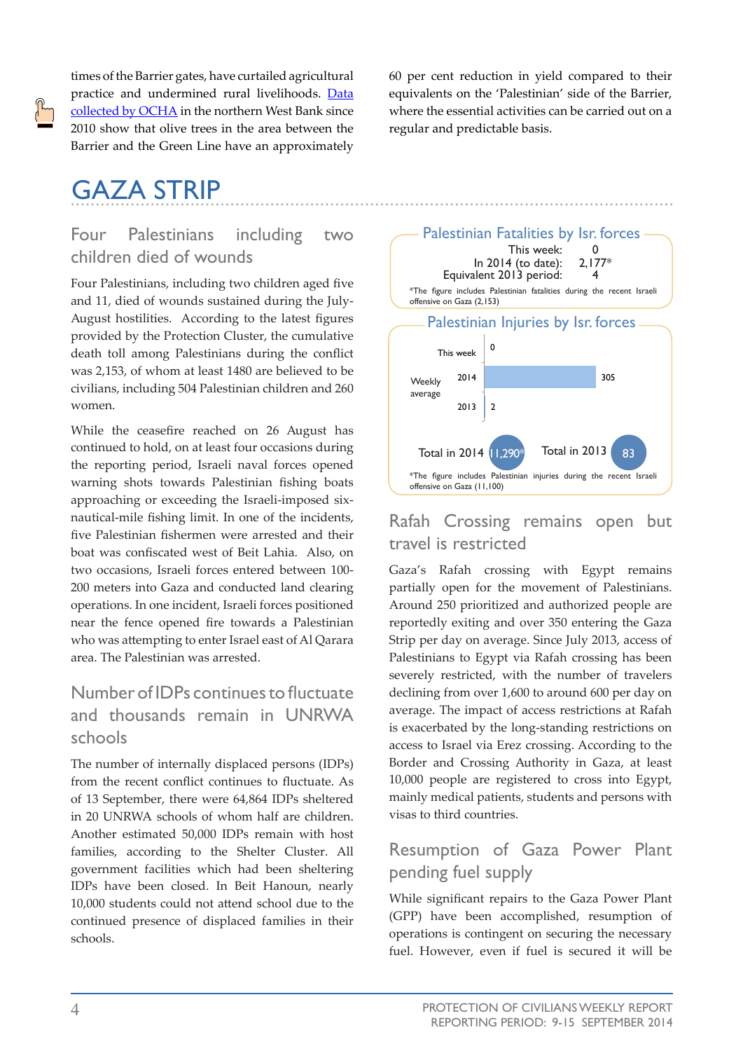times of the Barrier gates, have curtailed agricultural practice and undermined rural livelihoods. [Data collected by OCHA] in the northern West Bank since 2010 show that olive trees in the area between the Barrier and the Green Line have an approximately 60 per cent reduction in yield compared to their equivalents on the 'Palestinian' side of the Barrier, where the essential activities can be carried out on a regular and predictable basis.

# GAZA STRIP

## Four Palestinians including two children died of wounds

Four Palestinians, including two children aged five and 11, died of wounds sustained during the July-August hostilities. According to the latest figures provided by the Protection Cluster, the cumulative death toll among Palestinians during the conflict was 2,153, of whom at least 1480 are believed to be civilians, including 504 Palestinian children and 260 women.

While the ceasefire reached on 26 August has continued to hold, on at least four occasions during the reporting period, Israeli naval forces opened warning shots towards Palestinian fishing boats approaching or exceeding the Israeli-imposed six-nautical-mile fishing limit. In one of the incidents, five Palestinian fishermen were arrested and their boat was confiscated west of Beit Lahia. Also, on two occasions, Israeli forces entered between 100-200 meters into Gaza and conducted land clearing operations. In one incident, Israeli forces positioned near the fence opened fire towards a Palestinian who was attempting to enter Israel east of Al Qarara area. The Palestinian was arrested.

## Number of IDPs continues to fluctuate and thousands remain in UNRWA schools

The number of internally displaced persons (IDPs) from the recent conflict continues to fluctuate. As of 13 September, there were 64,864 IDPs sheltered in 20 UNRWA schools of whom half are children. Another estimated 50,000 IDPs remain with host families, according to the Shelter Cluster. All government facilities which had been sheltering IDPs have been closed. In Beit Hanoun, nearly 10,000 students could not attend school due to the continued presence of displaced families in their schools.

### Palestinian Fatalities by Isr. forces

| | |
|---|---|
| This week: | 0 |
| In 2014 (to date): | 2,177* |
| Equivalent 2013 period: | 4 |

*The figure includes Palestinian fatalities during the recent Israeli offensive on Gaza (2,153)

### Palestinian Injuries by Isr. forces

| | | |
|---|---|---|
| This week | | 0 |
| Weekly average | 2014 | 305 |
| | 2013 | 2 |

Total in 2014: 11,290*

Total in 2013: 83

*The figure includes Palestinian injuries during the recent Israeli offensive on Gaza (11,100)

## Rafah Crossing remains open but travel is restricted

Gaza's Rafah crossing with Egypt remains partially open for the movement of Palestinians. Around 250 prioritized and authorized people are reportedly exiting and over 350 entering the Gaza Strip per day on average. Since July 2013, access of Palestinians to Egypt via Rafah crossing has been severely restricted, with the number of travelers declining from over 1,600 to around 600 per day on average. The impact of access restrictions at Rafah is exacerbated by the long-standing restrictions on access to Israel via Erez crossing. According to the Border and Crossing Authority in Gaza, at least 10,000 people are registered to cross into Egypt, mainly medical patients, students and persons with visas to third countries.

## Resumption of Gaza Power Plant pending fuel supply

While significant repairs to the Gaza Power Plant (GPP) have been accomplished, resumption of operations is contingent on securing the necessary fuel. However, even if fuel is secured it will be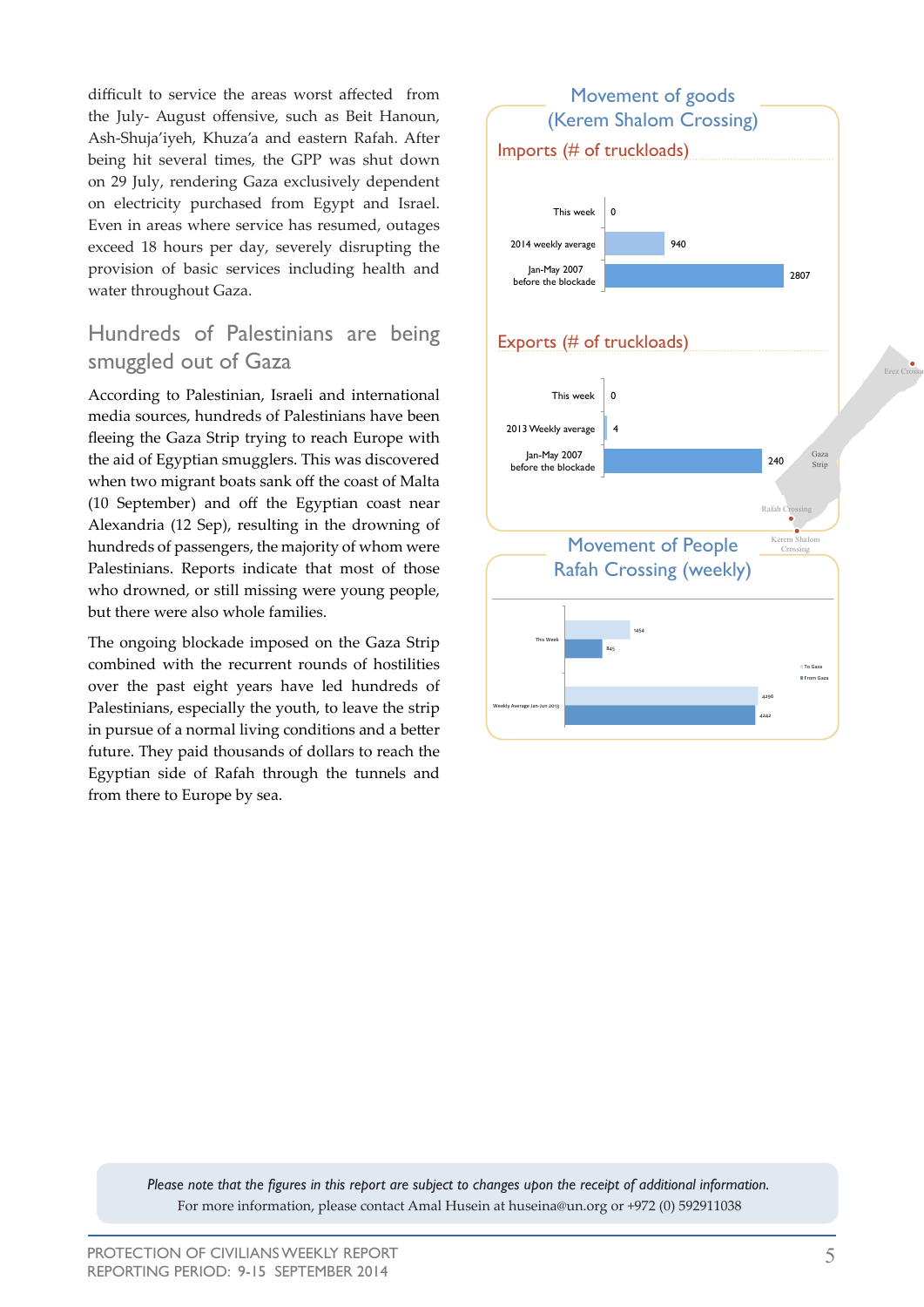difficult to service the areas worst affected from the July- August offensive, such as Beit Hanoun, Ash-Shuja'iyeh, Khuza'a and eastern Rafah. After being hit several times, the GPP was shut down on 29 July, rendering Gaza exclusively dependent on electricity purchased from Egypt and Israel. Even in areas where service has resumed, outages exceed 18 hours per day, severely disrupting the provision of basic services including health and water throughout Gaza.

## Hundreds of Palestinians are being smuggled out of Gaza

According to Palestinian, Israeli and international media sources, hundreds of Palestinians have been fleeing the Gaza Strip trying to reach Europe with the aid of Egyptian smugglers. This was discovered when two migrant boats sank off the coast of Malta (10 September) and off the Egyptian coast near Alexandria (12 Sep), resulting in the drowning of hundreds of passengers, the majority of whom were Palestinians. Reports indicate that most of those who drowned, or still missing were young people, but there were also whole families.

The ongoing blockade imposed on the Gaza Strip combined with the recurrent rounds of hostilities over the past eight years have led hundreds of Palestinians, especially the youth, to leave the strip in pursue of a normal living conditions and a better future. They paid thousands of dollars to reach the Egyptian side of Rafah through the tunnels and from there to Europe by sea.

## Movement of goods (Kerem Shalom Crossing)

### Imports (# of truckloads)

This week 0
2014 weekly average 940
Jan-May 2007 before the blockade 2807

### Exports (# of truckloads)

This week 0
2013 Weekly average 4
Jan-May 2007 before the blockade 240

Erez Crossing
Gaza Strip
Rafah Crossing
Kerem Shalom Crossing

## Movement of People Rafah Crossing (weekly)

This Week 1454 845
Weekly Average Jan-Jun 2013 4296 4242
To Gaza
From Gaza

*Please note that the figures in this report are subject to changes upon the receipt of additional information.*
For more information, please contact Amal Husein at huseina@un.org or +972 (0) 592911038